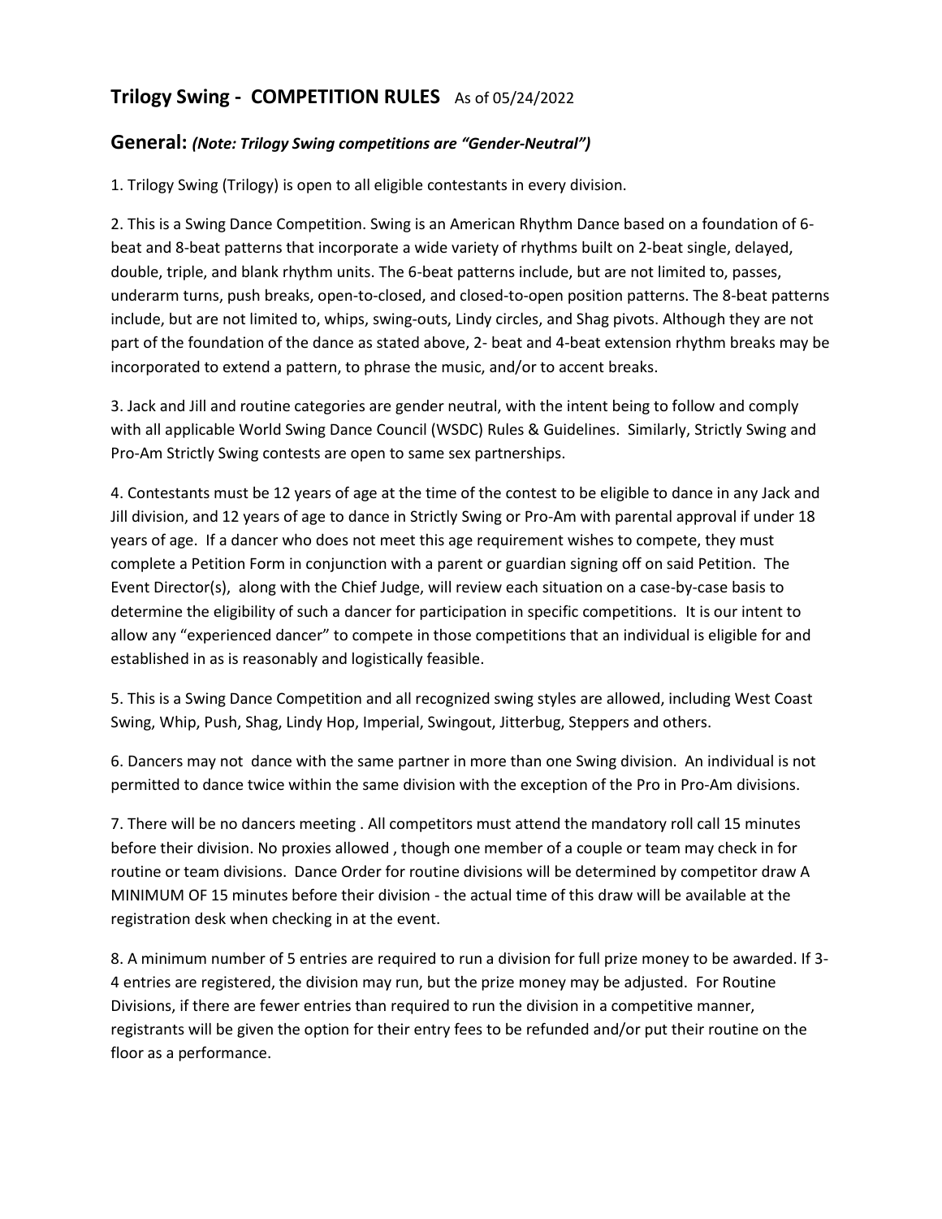# Trilogy Swing - COMPETITION RULES As of 05/24/2022

## General: *(Note: Trilogy Swing competitions are "Gender-Neutral")*

1. Trilogy Swing (Trilogy) is open to all eligible contestants in every division.

2. This is a Swing Dance Competition. Swing is an American Rhythm Dance based on a foundation of 6-beat and 8-beat patterns that incorporate a wide variety of rhythms built on 2-beat single, delayed, double, triple, and blank rhythm units. The 6-beat patterns include, but are not limited to, passes, underarm turns, push breaks, open-to-closed, and closed-to-open position patterns. The 8-beat patterns include, but are not limited to, whips, swing-outs, Lindy circles, and Shag pivots. Although they are not part of the foundation of the dance as stated above, 2- beat and 4-beat extension rhythm breaks may be incorporated to extend a pattern, to phrase the music, and/or to accent breaks.

3. Jack and Jill and routine categories are gender neutral, with the intent being to follow and comply with all applicable World Swing Dance Council (WSDC) Rules & Guidelines. Similarly, Strictly Swing and Pro-Am Strictly Swing contests are open to same sex partnerships.

4. Contestants must be 12 years of age at the time of the contest to be eligible to dance in any Jack and Jill division, and 12 years of age to dance in Strictly Swing or Pro-Am with parental approval if under 18 years of age. If a dancer who does not meet this age requirement wishes to compete, they must complete a Petition Form in conjunction with a parent or guardian signing off on said Petition. The Event Director(s), along with the Chief Judge, will review each situation on a case-by-case basis to determine the eligibility of such a dancer for participation in specific competitions. It is our intent to allow any "experienced dancer" to compete in those competitions that an individual is eligible for and established in as is reasonably and logistically feasible.

5. This is a Swing Dance Competition and all recognized swing styles are allowed, including West Coast Swing, Whip, Push, Shag, Lindy Hop, Imperial, Swingout, Jitterbug, Steppers and others.

6. Dancers may not dance with the same partner in more than one Swing division. An individual is not permitted to dance twice within the same division with the exception of the Pro in Pro-Am divisions.

7. There will be no dancers meeting . All competitors must attend the mandatory roll call 15 minutes before their division. No proxies allowed , though one member of a couple or team may check in for routine or team divisions. Dance Order for routine divisions will be determined by competitor draw A MINIMUM OF 15 minutes before their division - the actual time of this draw will be available at the registration desk when checking in at the event.

8. A minimum number of 5 entries are required to run a division for full prize money to be awarded. If 3-4 entries are registered, the division may run, but the prize money may be adjusted. For Routine Divisions, if there are fewer entries than required to run the division in a competitive manner, registrants will be given the option for their entry fees to be refunded and/or put their routine on the floor as a performance.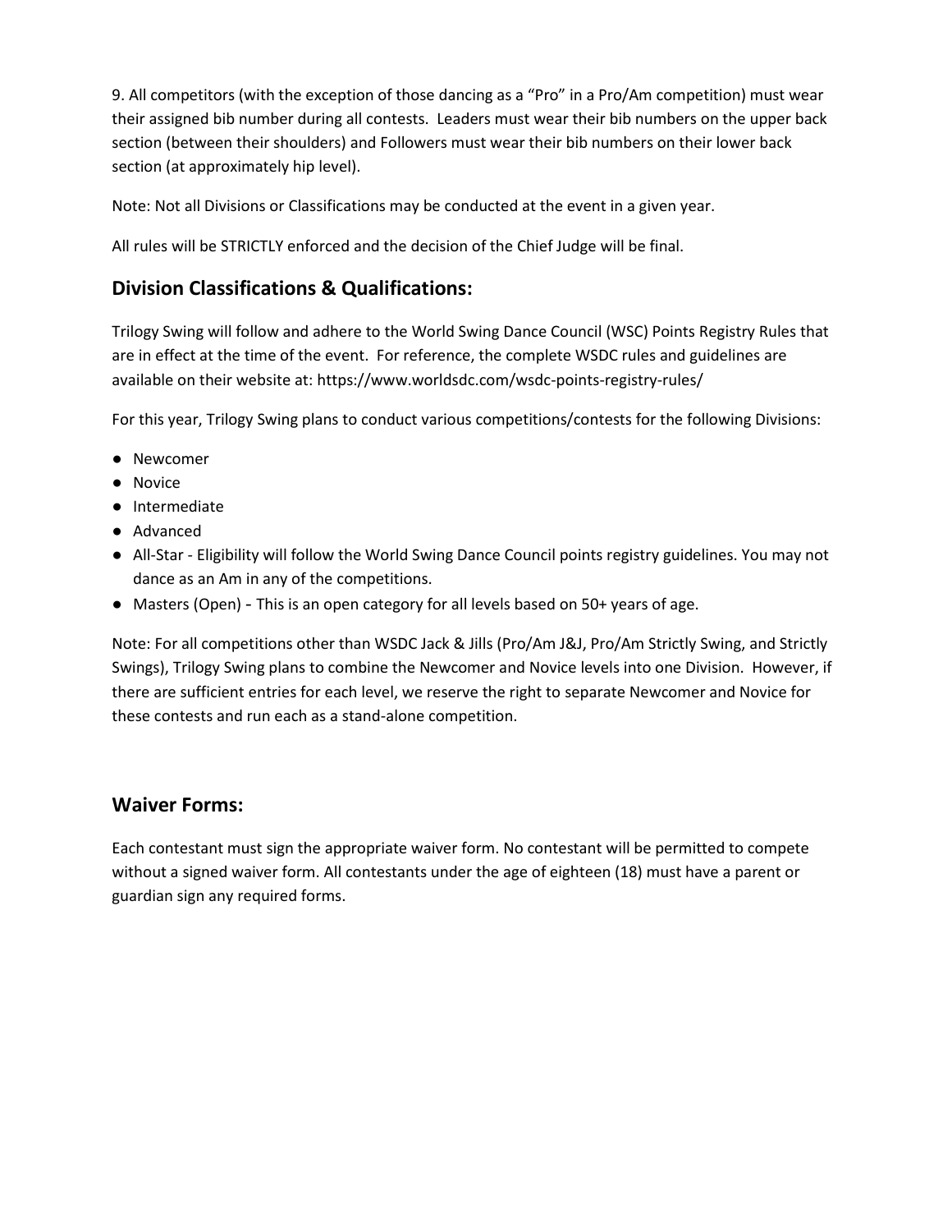9. All competitors (with the exception of those dancing as a "Pro" in a Pro/Am competition) must wear their assigned bib number during all contests. Leaders must wear their bib numbers on the upper back section (between their shoulders) and Followers must wear their bib numbers on their lower back section (at approximately hip level).

Note: Not all Divisions or Classifications may be conducted at the event in a given year.

All rules will be STRICTLY enforced and the decision of the Chief Judge will be final.

## Division Classifications & Qualifications:

Trilogy Swing will follow and adhere to the World Swing Dance Council (WSC) Points Registry Rules that are in effect at the time of the event. For reference, the complete WSDC rules and guidelines are available on their website at: https://www.worldsdc.com/wsdc-points-registry-rules/

For this year, Trilogy Swing plans to conduct various competitions/contests for the following Divisions:

- Newcomer
- Novice
- Intermediate
- Advanced
- All-Star - Eligibility will follow the World Swing Dance Council points registry guidelines. You may not dance as an Am in any of the competitions.
- Masters (Open) - This is an open category for all levels based on 50+ years of age.

Note: For all competitions other than WSDC Jack & Jills (Pro/Am J&J, Pro/Am Strictly Swing, and Strictly Swings), Trilogy Swing plans to combine the Newcomer and Novice levels into one Division. However, if there are sufficient entries for each level, we reserve the right to separate Newcomer and Novice for these contests and run each as a stand-alone competition.

## Waiver Forms:

Each contestant must sign the appropriate waiver form. No contestant will be permitted to compete without a signed waiver form. All contestants under the age of eighteen (18) must have a parent or guardian sign any required forms.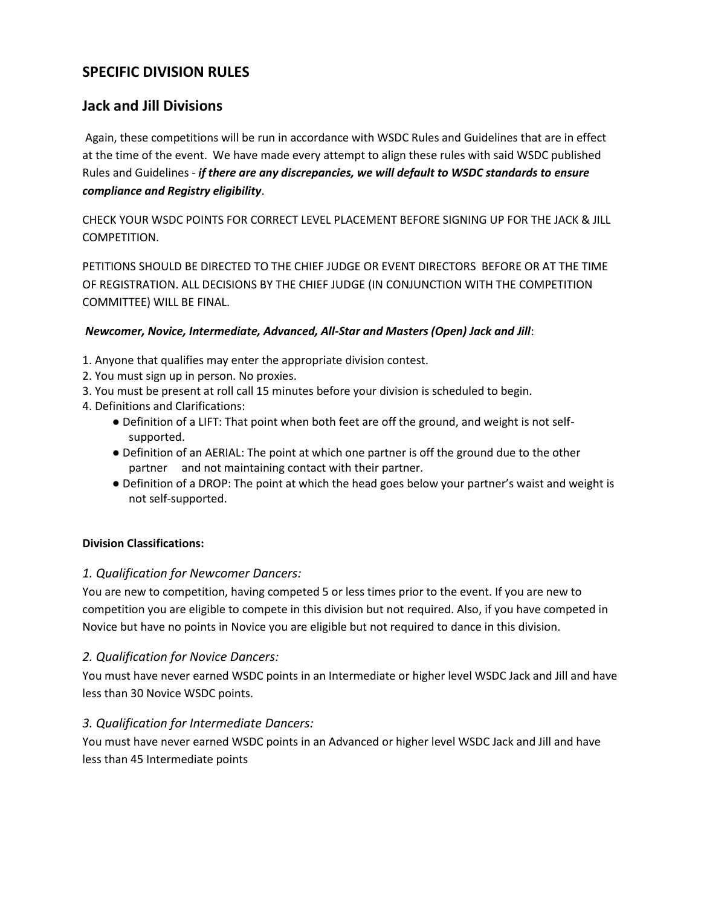## SPECIFIC DIVISION RULES

## Jack and Jill Divisions

Again, these competitions will be run in accordance with WSDC Rules and Guidelines that are in effect at the time of the event. We have made every attempt to align these rules with said WSDC published Rules and Guidelines - ***if there are any discrepancies, we will default to WSDC standards to ensure compliance and Registry eligibility***.

CHECK YOUR WSDC POINTS FOR CORRECT LEVEL PLACEMENT BEFORE SIGNING UP FOR THE JACK & JILL COMPETITION.

PETITIONS SHOULD BE DIRECTED TO THE CHIEF JUDGE OR EVENT DIRECTORS BEFORE OR AT THE TIME OF REGISTRATION. ALL DECISIONS BY THE CHIEF JUDGE (IN CONJUNCTION WITH THE COMPETITION COMMITTEE) WILL BE FINAL.

***Newcomer, Novice, Intermediate, Advanced, All-Star and Masters (Open) Jack and Jill***:

1. Anyone that qualifies may enter the appropriate division contest.
2. You must sign up in person. No proxies.
3. You must be present at roll call 15 minutes before your division is scheduled to begin.
4. Definitions and Clarifications:
   - Definition of a LIFT: That point when both feet are off the ground, and weight is not self-supported.
   - Definition of an AERIAL: The point at which one partner is off the ground due to the other partner and not maintaining contact with their partner.
   - Definition of a DROP: The point at which the head goes below your partner's waist and weight is not self-supported.

**Division Classifications:**

### *1. Qualification for Newcomer Dancers:*

You are new to competition, having competed 5 or less times prior to the event. If you are new to competition you are eligible to compete in this division but not required. Also, if you have competed in Novice but have no points in Novice you are eligible but not required to dance in this division.

### *2. Qualification for Novice Dancers:*

You must have never earned WSDC points in an Intermediate or higher level WSDC Jack and Jill and have less than 30 Novice WSDC points.

### *3. Qualification for Intermediate Dancers:*

You must have never earned WSDC points in an Advanced or higher level WSDC Jack and Jill and have less than 45 Intermediate points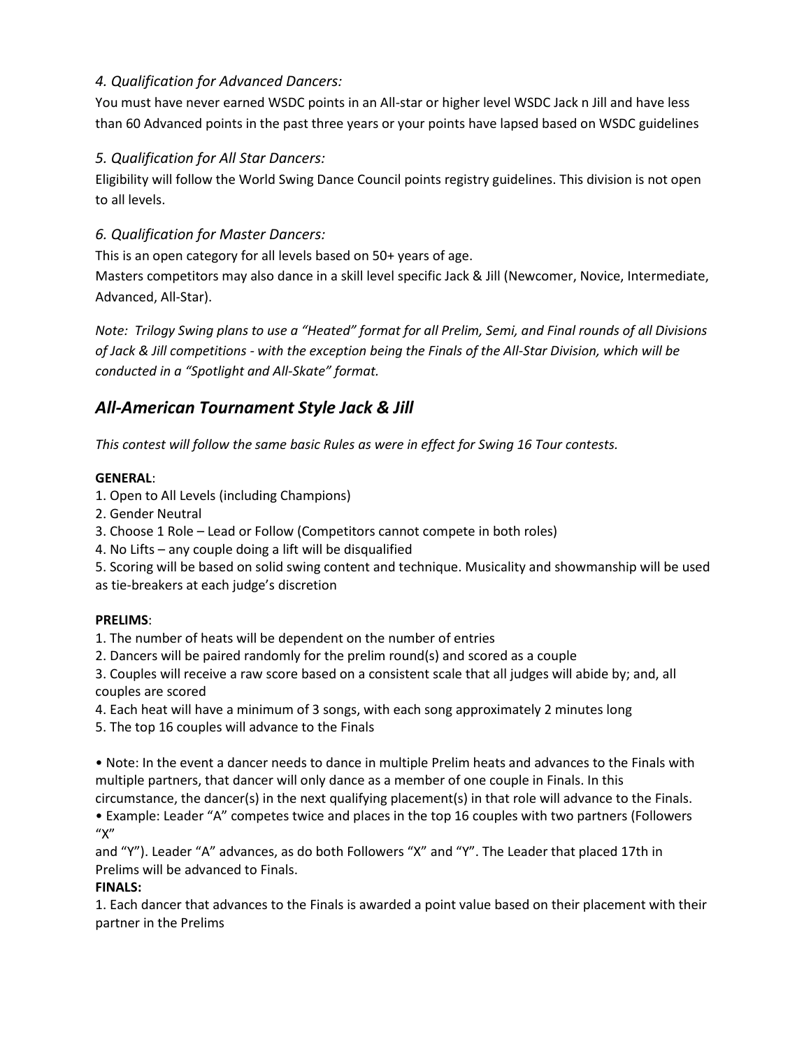*4. Qualification for Advanced Dancers:*

You must have never earned WSDC points in an All-star or higher level WSDC Jack n Jill and have less than 60 Advanced points in the past three years or your points have lapsed based on WSDC guidelines

*5. Qualification for All Star Dancers:*

Eligibility will follow the World Swing Dance Council points registry guidelines. This division is not open to all levels.

*6. Qualification for Master Dancers:*

This is an open category for all levels based on 50+ years of age.

Masters competitors may also dance in a skill level specific Jack & Jill (Newcomer, Novice, Intermediate, Advanced, All-Star).

*Note: Trilogy Swing plans to use a "Heated" format for all Prelim, Semi, and Final rounds of all Divisions of Jack & Jill competitions - with the exception being the Finals of the All-Star Division, which will be conducted in a "Spotlight and All-Skate" format.*

## *All-American Tournament Style Jack & Jill*

*This contest will follow the same basic Rules as were in effect for Swing 16 Tour contests.*

**GENERAL**:

1. Open to All Levels (including Champions)
2. Gender Neutral
3. Choose 1 Role – Lead or Follow (Competitors cannot compete in both roles)
4. No Lifts – any couple doing a lift will be disqualified
5. Scoring will be based on solid swing content and technique. Musicality and showmanship will be used as tie-breakers at each judge's discretion

**PRELIMS**:

1. The number of heats will be dependent on the number of entries
2. Dancers will be paired randomly for the prelim round(s) and scored as a couple
3. Couples will receive a raw score based on a consistent scale that all judges will abide by; and, all couples are scored
4. Each heat will have a minimum of 3 songs, with each song approximately 2 minutes long
5. The top 16 couples will advance to the Finals

- Note: In the event a dancer needs to dance in multiple Prelim heats and advances to the Finals with multiple partners, that dancer will only dance as a member of one couple in Finals. In this circumstance, the dancer(s) in the next qualifying placement(s) in that role will advance to the Finals.
- Example: Leader "A" competes twice and places in the top 16 couples with two partners (Followers "X" and "Y"). Leader "A" advances, as do both Followers "X" and "Y". The Leader that placed 17th in Prelims will be advanced to Finals.

**FINALS:**

1. Each dancer that advances to the Finals is awarded a point value based on their placement with their partner in the Prelims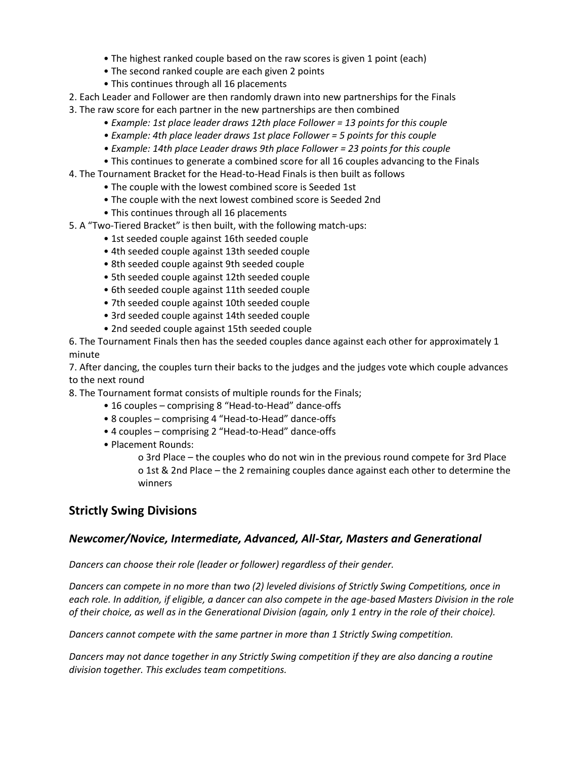- The highest ranked couple based on the raw scores is given 1 point (each)
- The second ranked couple are each given 2 points
- This continues through all 16 placements

2. Each Leader and Follower are then randomly drawn into new partnerships for the Finals
3. The raw score for each partner in the new partnerships are then combined
   - *Example: 1st place leader draws 12th place Follower = 13 points for this couple*
   - *Example: 4th place leader draws 1st place Follower = 5 points for this couple*
   - *Example: 14th place Leader draws 9th place Follower = 23 points for this couple*
   - This continues to generate a combined score for all 16 couples advancing to the Finals
4. The Tournament Bracket for the Head-to-Head Finals is then built as follows
   - The couple with the lowest combined score is Seeded 1st
   - The couple with the next lowest combined score is Seeded 2nd
   - This continues through all 16 placements
5. A "Two-Tiered Bracket" is then built, with the following match-ups:
   - 1st seeded couple against 16th seeded couple
   - 4th seeded couple against 13th seeded couple
   - 8th seeded couple against 9th seeded couple
   - 5th seeded couple against 12th seeded couple
   - 6th seeded couple against 11th seeded couple
   - 7th seeded couple against 10th seeded couple
   - 3rd seeded couple against 14th seeded couple
   - 2nd seeded couple against 15th seeded couple
6. The Tournament Finals then has the seeded couples dance against each other for approximately 1 minute
7. After dancing, the couples turn their backs to the judges and the judges vote which couple advances to the next round
8. The Tournament format consists of multiple rounds for the Finals;
   - 16 couples – comprising 8 "Head-to-Head" dance-offs
   - 8 couples – comprising 4 "Head-to-Head" dance-offs
   - 4 couples – comprising 2 "Head-to-Head" dance-offs
   - Placement Rounds:
     - 3rd Place – the couples who do not win in the previous round compete for 3rd Place
     - 1st & 2nd Place – the 2 remaining couples dance against each other to determine the winners

## Strictly Swing Divisions

### *Newcomer/Novice, Intermediate, Advanced, All-Star, Masters and Generational*

*Dancers can choose their role (leader or follower) regardless of their gender.*

*Dancers can compete in no more than two (2) leveled divisions of Strictly Swing Competitions, once in each role. In addition, if eligible, a dancer can also compete in the age-based Masters Division in the role of their choice, as well as in the Generational Division (again, only 1 entry in the role of their choice).*

*Dancers cannot compete with the same partner in more than 1 Strictly Swing competition.*

*Dancers may not dance together in any Strictly Swing competition if they are also dancing a routine division together. This excludes team competitions.*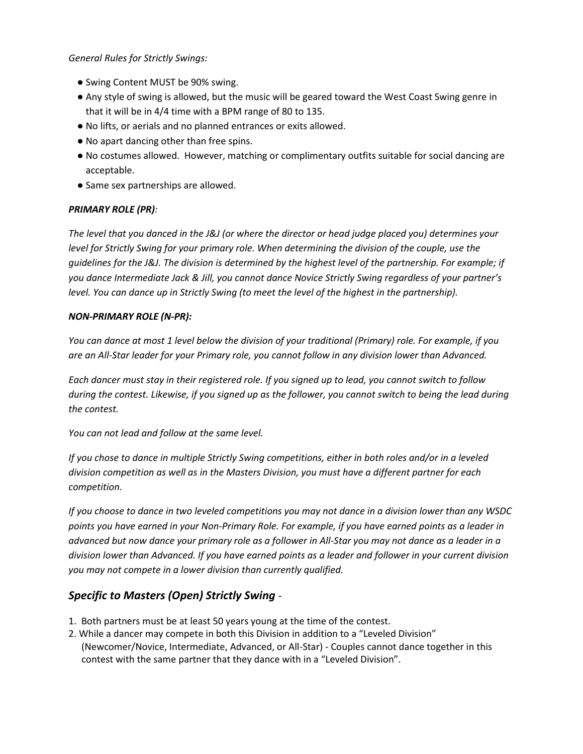*General Rules for Strictly Swings:*

- Swing Content MUST be 90% swing.
- Any style of swing is allowed, but the music will be geared toward the West Coast Swing genre in that it will be in 4/4 time with a BPM range of 80 to 135.
- No lifts, or aerials and no planned entrances or exits allowed.
- No apart dancing other than free spins.
- No costumes allowed. However, matching or complimentary outfits suitable for social dancing are acceptable.
- Same sex partnerships are allowed.

***PRIMARY ROLE (PR)**:*

*The level that you danced in the J&J (or where the director or head judge placed you) determines your level for Strictly Swing for your primary role. When determining the division of the couple, use the guidelines for the J&J. The division is determined by the highest level of the partnership. For example; if you dance Intermediate Jack & Jill, you cannot dance Novice Strictly Swing regardless of your partner's level. You can dance up in Strictly Swing (to meet the level of the highest in the partnership).*

***NON-PRIMARY ROLE (N-PR):***

*You can dance at most 1 level below the division of your traditional (Primary) role. For example, if you are an All-Star leader for your Primary role, you cannot follow in any division lower than Advanced.*

*Each dancer must stay in their registered role. If you signed up to lead, you cannot switch to follow during the contest. Likewise, if you signed up as the follower, you cannot switch to being the lead during the contest.*

*You can not lead and follow at the same level.*

*If you chose to dance in multiple Strictly Swing competitions, either in both roles and/or in a leveled division competition as well as in the Masters Division, you must have a different partner for each competition.*

*If you choose to dance in two leveled competitions you may not dance in a division lower than any WSDC points you have earned in your Non-Primary Role. For example, if you have earned points as a leader in advanced but now dance your primary role as a follower in All-Star you may not dance as a leader in a division lower than Advanced. If you have earned points as a leader and follower in your current division you may not compete in a lower division than currently qualified.*

## ***Specific to Masters (Open) Strictly Swing*** -

1. Both partners must be at least 50 years young at the time of the contest.
2. While a dancer may compete in both this Division in addition to a "Leveled Division" (Newcomer/Novice, Intermediate, Advanced, or All-Star) - Couples cannot dance together in this contest with the same partner that they dance with in a "Leveled Division".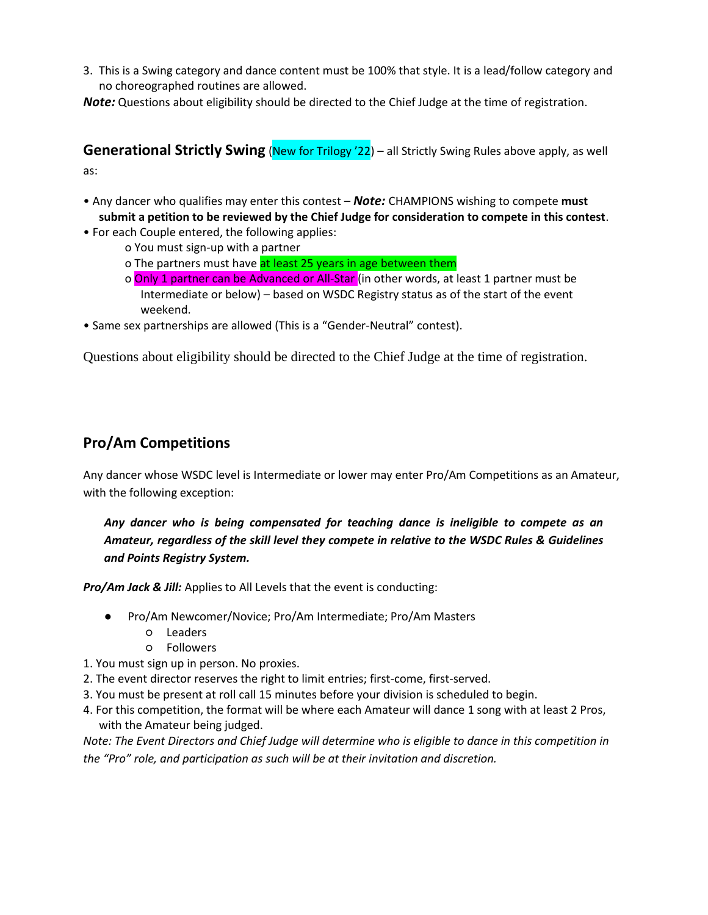3. This is a Swing category and dance content must be 100% that style. It is a lead/follow category and no choreographed routines are allowed.

***Note:*** Questions about eligibility should be directed to the Chief Judge at the time of registration.

## Generational Strictly Swing

(New for Trilogy '22) – all Strictly Swing Rules above apply, as well as:

- Any dancer who qualifies may enter this contest – ***Note:*** CHAMPIONS wishing to compete **must submit a petition to be reviewed by the Chief Judge for consideration to compete in this contest**.
- For each Couple entered, the following applies:
  - You must sign-up with a partner
  - The partners must have at least 25 years in age between them
  - Only 1 partner can be Advanced or All-Star (in other words, at least 1 partner must be Intermediate or below) – based on WSDC Registry status as of the start of the event weekend.
- Same sex partnerships are allowed (This is a "Gender-Neutral" contest).

Questions about eligibility should be directed to the Chief Judge at the time of registration.

## Pro/Am Competitions

Any dancer whose WSDC level is Intermediate or lower may enter Pro/Am Competitions as an Amateur, with the following exception:

> ***Any dancer who is being compensated for teaching dance is ineligible to compete as an Amateur, regardless of the skill level they compete in relative to the WSDC Rules & Guidelines and Points Registry System.***

***Pro/Am Jack & Jill:*** Applies to All Levels that the event is conducting:

- Pro/Am Newcomer/Novice; Pro/Am Intermediate; Pro/Am Masters
  - Leaders
  - Followers

1. You must sign up in person. No proxies.
2. The event director reserves the right to limit entries; first-come, first-served.
3. You must be present at roll call 15 minutes before your division is scheduled to begin.
4. For this competition, the format will be where each Amateur will dance 1 song with at least 2 Pros, with the Amateur being judged.

*Note: The Event Directors and Chief Judge will determine who is eligible to dance in this competition in the "Pro" role, and participation as such will be at their invitation and discretion.*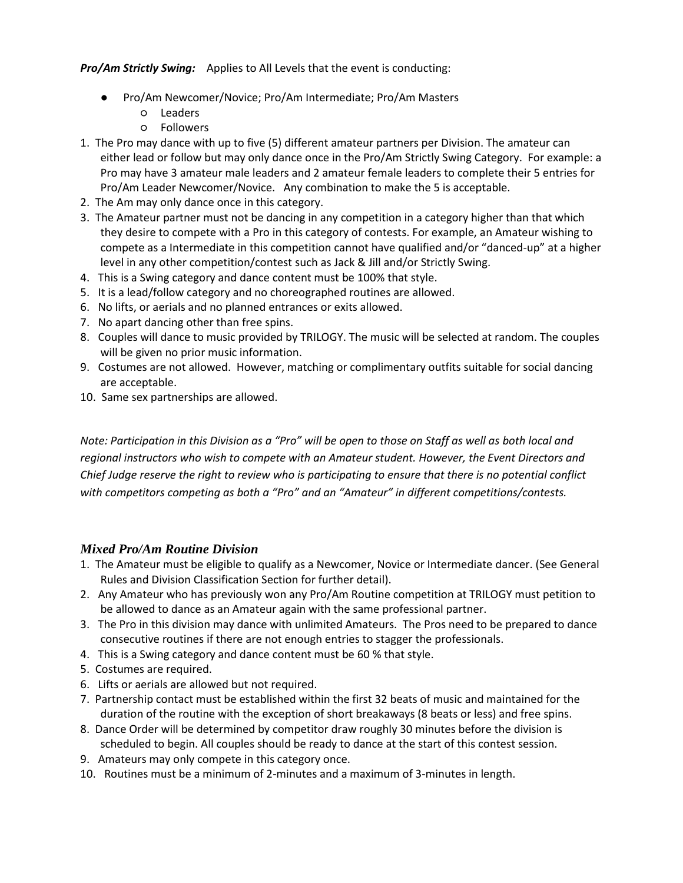***Pro/Am Strictly Swing:*** Applies to All Levels that the event is conducting:

- Pro/Am Newcomer/Novice; Pro/Am Intermediate; Pro/Am Masters
  - Leaders
  - Followers

1. The Pro may dance with up to five (5) different amateur partners per Division. The amateur can either lead or follow but may only dance once in the Pro/Am Strictly Swing Category. For example: a Pro may have 3 amateur male leaders and 2 amateur female leaders to complete their 5 entries for Pro/Am Leader Newcomer/Novice. Any combination to make the 5 is acceptable.
2. The Am may only dance once in this category.
3. The Amateur partner must not be dancing in any competition in a category higher than that which they desire to compete with a Pro in this category of contests. For example, an Amateur wishing to compete as a Intermediate in this competition cannot have qualified and/or "danced-up" at a higher level in any other competition/contest such as Jack & Jill and/or Strictly Swing.
4. This is a Swing category and dance content must be 100% that style.
5. It is a lead/follow category and no choreographed routines are allowed.
6. No lifts, or aerials and no planned entrances or exits allowed.
7. No apart dancing other than free spins.
8. Couples will dance to music provided by TRILOGY. The music will be selected at random. The couples will be given no prior music information.
9. Costumes are not allowed. However, matching or complimentary outfits suitable for social dancing are acceptable.
10. Same sex partnerships are allowed.

*Note: Participation in this Division as a "Pro" will be open to those on Staff as well as both local and regional instructors who wish to compete with an Amateur student. However, the Event Directors and Chief Judge reserve the right to review who is participating to ensure that there is no potential conflict with competitors competing as both a "Pro" and an "Amateur" in different competitions/contests.*

### *Mixed Pro/Am Routine Division*

1. The Amateur must be eligible to qualify as a Newcomer, Novice or Intermediate dancer. (See General Rules and Division Classification Section for further detail).
2. Any Amateur who has previously won any Pro/Am Routine competition at TRILOGY must petition to be allowed to dance as an Amateur again with the same professional partner.
3. The Pro in this division may dance with unlimited Amateurs. The Pros need to be prepared to dance consecutive routines if there are not enough entries to stagger the professionals.
4. This is a Swing category and dance content must be 60 % that style.
5. Costumes are required.
6. Lifts or aerials are allowed but not required.
7. Partnership contact must be established within the first 32 beats of music and maintained for the duration of the routine with the exception of short breakaways (8 beats or less) and free spins.
8. Dance Order will be determined by competitor draw roughly 30 minutes before the division is scheduled to begin. All couples should be ready to dance at the start of this contest session.
9. Amateurs may only compete in this category once.
10. Routines must be a minimum of 2-minutes and a maximum of 3-minutes in length.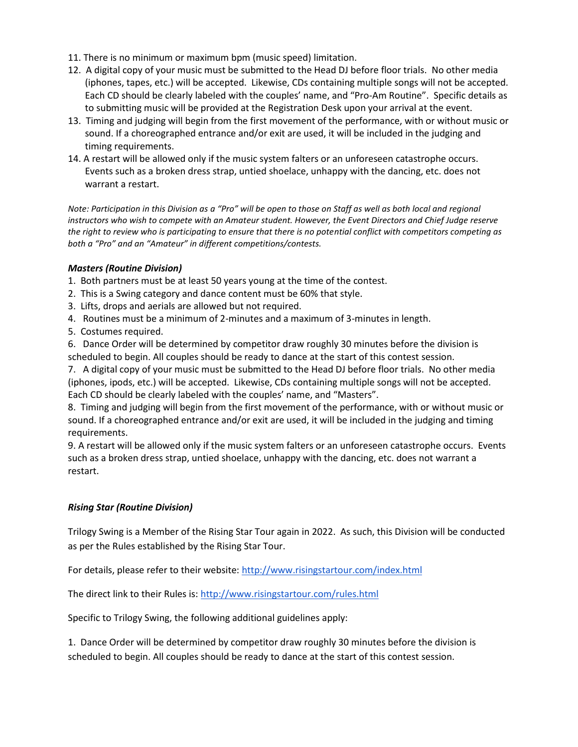11. There is no minimum or maximum bpm (music speed) limitation.
12. A digital copy of your music must be submitted to the Head DJ before floor trials. No other media (iphones, tapes, etc.) will be accepted. Likewise, CDs containing multiple songs will not be accepted. Each CD should be clearly labeled with the couples' name, and "Pro-Am Routine". Specific details as to submitting music will be provided at the Registration Desk upon your arrival at the event.
13. Timing and judging will begin from the first movement of the performance, with or without music or sound. If a choreographed entrance and/or exit are used, it will be included in the judging and timing requirements.
14. A restart will be allowed only if the music system falters or an unforeseen catastrophe occurs. Events such as a broken dress strap, untied shoelace, unhappy with the dancing, etc. does not warrant a restart.

*Note: Participation in this Division as a "Pro" will be open to those on Staff as well as both local and regional instructors who wish to compete with an Amateur student. However, the Event Directors and Chief Judge reserve the right to review who is participating to ensure that there is no potential conflict with competitors competing as both a "Pro" and an "Amateur" in different competitions/contests.*

### ***Masters (Routine Division)***

1. Both partners must be at least 50 years young at the time of the contest.
2. This is a Swing category and dance content must be 60% that style.
3. Lifts, drops and aerials are allowed but not required.
4. Routines must be a minimum of 2-minutes and a maximum of 3-minutes in length.
5. Costumes required.
6. Dance Order will be determined by competitor draw roughly 30 minutes before the division is scheduled to begin. All couples should be ready to dance at the start of this contest session.
7. A digital copy of your music must be submitted to the Head DJ before floor trials. No other media (iphones, ipods, etc.) will be accepted. Likewise, CDs containing multiple songs will not be accepted. Each CD should be clearly labeled with the couples' name, and "Masters".
8. Timing and judging will begin from the first movement of the performance, with or without music or sound. If a choreographed entrance and/or exit are used, it will be included in the judging and timing requirements.
9. A restart will be allowed only if the music system falters or an unforeseen catastrophe occurs. Events such as a broken dress strap, untied shoelace, unhappy with the dancing, etc. does not warrant a restart.

### ***Rising Star (Routine Division)***

Trilogy Swing is a Member of the Rising Star Tour again in 2022. As such, this Division will be conducted as per the Rules established by the Rising Star Tour.

For details, please refer to their website: [http://www.risingstartour.com/index.html](http://www.risingstartour.com/index.html)

The direct link to their Rules is: [http://www.risingstartour.com/rules.html](http://www.risingstartour.com/rules.html)

Specific to Trilogy Swing, the following additional guidelines apply:

1. Dance Order will be determined by competitor draw roughly 30 minutes before the division is scheduled to begin. All couples should be ready to dance at the start of this contest session.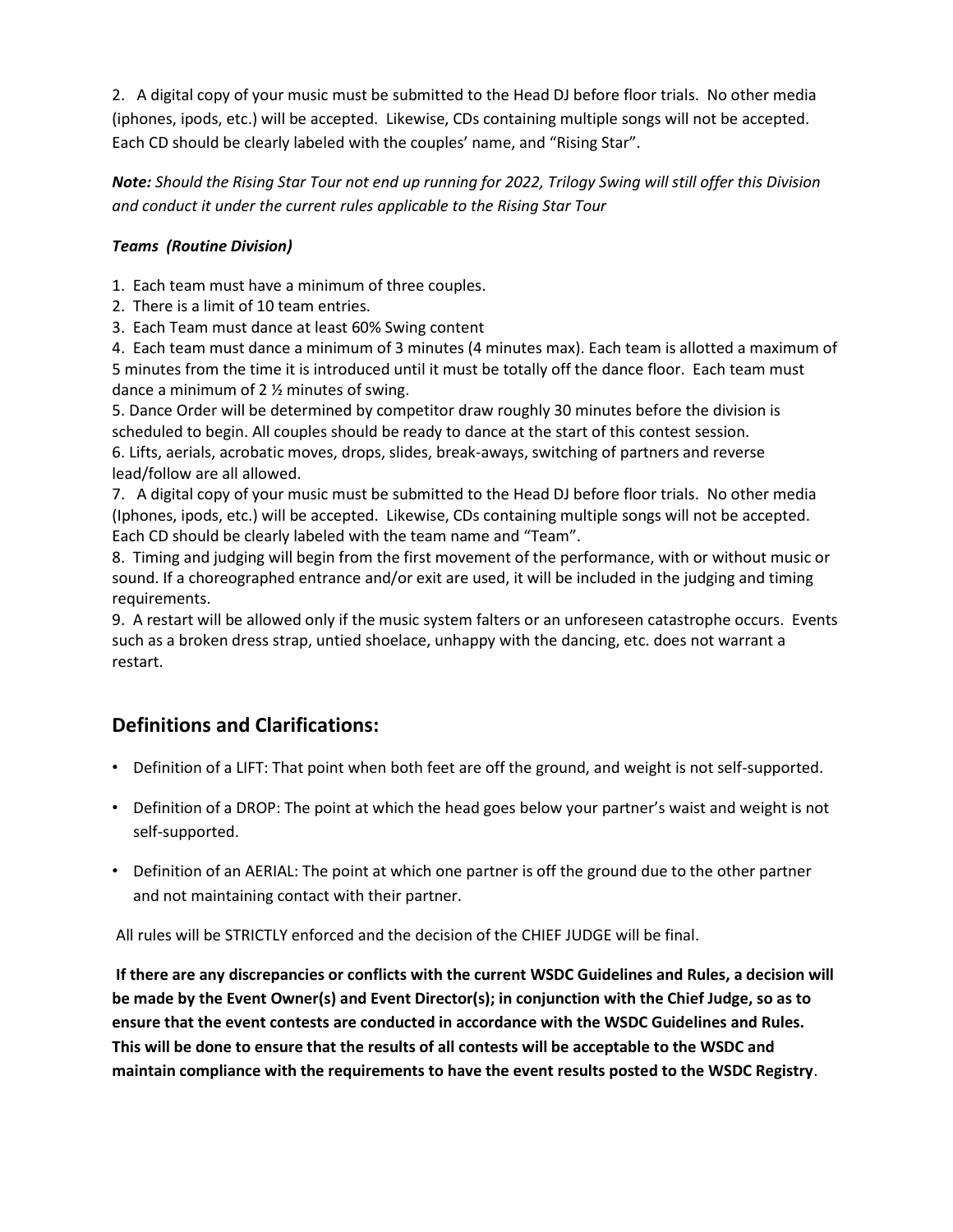2. A digital copy of your music must be submitted to the Head DJ before floor trials. No other media (iphones, ipods, etc.) will be accepted. Likewise, CDs containing multiple songs will not be accepted. Each CD should be clearly labeled with the couples' name, and "Rising Star".

***Note:*** *Should the Rising Star Tour not end up running for 2022, Trilogy Swing will still offer this Division and conduct it under the current rules applicable to the Rising Star Tour*

***Teams (Routine Division)***

1. Each team must have a minimum of three couples.
2. There is a limit of 10 team entries.
3. Each Team must dance at least 60% Swing content
4. Each team must dance a minimum of 3 minutes (4 minutes max). Each team is allotted a maximum of 5 minutes from the time it is introduced until it must be totally off the dance floor. Each team must dance a minimum of 2 ½ minutes of swing.
5. Dance Order will be determined by competitor draw roughly 30 minutes before the division is scheduled to begin. All couples should be ready to dance at the start of this contest session.
6. Lifts, aerials, acrobatic moves, drops, slides, break-aways, switching of partners and reverse lead/follow are all allowed.
7. A digital copy of your music must be submitted to the Head DJ before floor trials. No other media (Iphones, ipods, etc.) will be accepted. Likewise, CDs containing multiple songs will not be accepted. Each CD should be clearly labeled with the team name and "Team".
8. Timing and judging will begin from the first movement of the performance, with or without music or sound. If a choreographed entrance and/or exit are used, it will be included in the judging and timing requirements.
9. A restart will be allowed only if the music system falters or an unforeseen catastrophe occurs. Events such as a broken dress strap, untied shoelace, unhappy with the dancing, etc. does not warrant a restart.

## Definitions and Clarifications:

- Definition of a LIFT: That point when both feet are off the ground, and weight is not self-supported.
- Definition of a DROP: The point at which the head goes below your partner's waist and weight is not self-supported.
- Definition of an AERIAL: The point at which one partner is off the ground due to the other partner and not maintaining contact with their partner.

All rules will be STRICTLY enforced and the decision of the CHIEF JUDGE will be final.

**If there are any discrepancies or conflicts with the current WSDC Guidelines and Rules, a decision will be made by the Event Owner(s) and Event Director(s); in conjunction with the Chief Judge, so as to ensure that the event contests are conducted in accordance with the WSDC Guidelines and Rules. This will be done to ensure that the results of all contests will be acceptable to the WSDC and maintain compliance with the requirements to have the event results posted to the WSDC Registry**.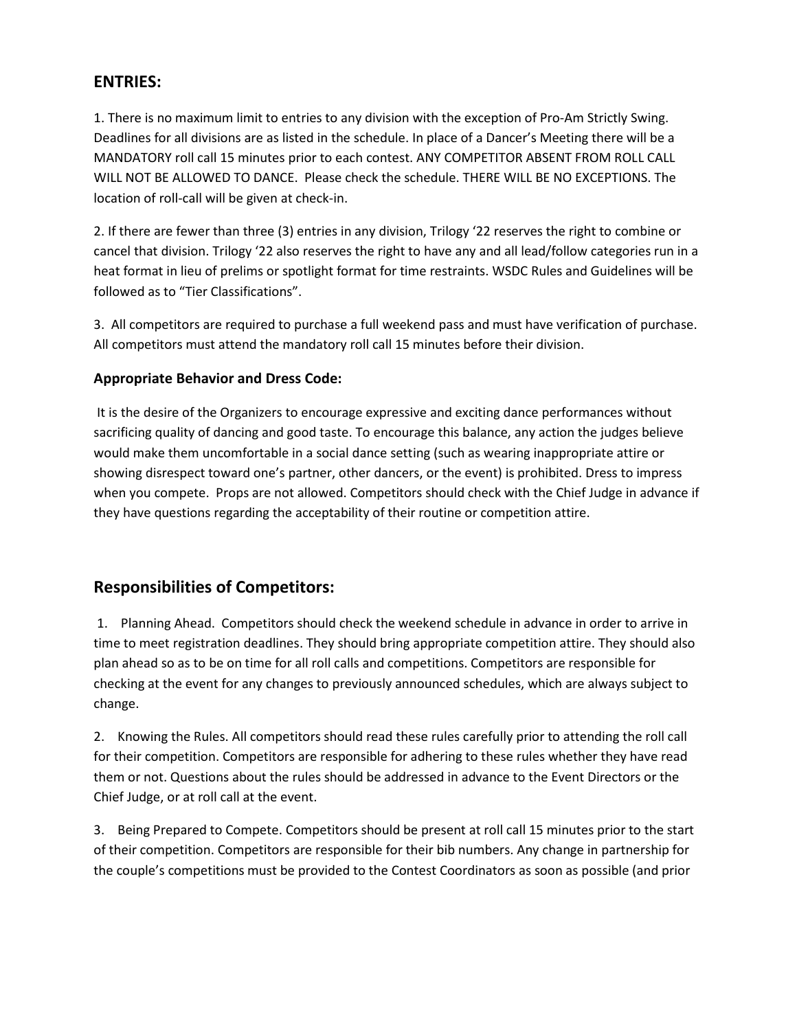## ENTRIES:

1. There is no maximum limit to entries to any division with the exception of Pro-Am Strictly Swing. Deadlines for all divisions are as listed in the schedule. In place of a Dancer's Meeting there will be a MANDATORY roll call 15 minutes prior to each contest. ANY COMPETITOR ABSENT FROM ROLL CALL WILL NOT BE ALLOWED TO DANCE. Please check the schedule. THERE WILL BE NO EXCEPTIONS. The location of roll-call will be given at check-in.

2. If there are fewer than three (3) entries in any division, Trilogy '22 reserves the right to combine or cancel that division. Trilogy '22 also reserves the right to have any and all lead/follow categories run in a heat format in lieu of prelims or spotlight format for time restraints. WSDC Rules and Guidelines will be followed as to "Tier Classifications".

3. All competitors are required to purchase a full weekend pass and must have verification of purchase. All competitors must attend the mandatory roll call 15 minutes before their division.

### Appropriate Behavior and Dress Code:

It is the desire of the Organizers to encourage expressive and exciting dance performances without sacrificing quality of dancing and good taste. To encourage this balance, any action the judges believe would make them uncomfortable in a social dance setting (such as wearing inappropriate attire or showing disrespect toward one's partner, other dancers, or the event) is prohibited. Dress to impress when you compete. Props are not allowed. Competitors should check with the Chief Judge in advance if they have questions regarding the acceptability of their routine or competition attire.

## Responsibilities of Competitors:

1. Planning Ahead. Competitors should check the weekend schedule in advance in order to arrive in time to meet registration deadlines. They should bring appropriate competition attire. They should also plan ahead so as to be on time for all roll calls and competitions. Competitors are responsible for checking at the event for any changes to previously announced schedules, which are always subject to change.

2. Knowing the Rules. All competitors should read these rules carefully prior to attending the roll call for their competition. Competitors are responsible for adhering to these rules whether they have read them or not. Questions about the rules should be addressed in advance to the Event Directors or the Chief Judge, or at roll call at the event.

3. Being Prepared to Compete. Competitors should be present at roll call 15 minutes prior to the start of their competition. Competitors are responsible for their bib numbers. Any change in partnership for the couple's competitions must be provided to the Contest Coordinators as soon as possible (and prior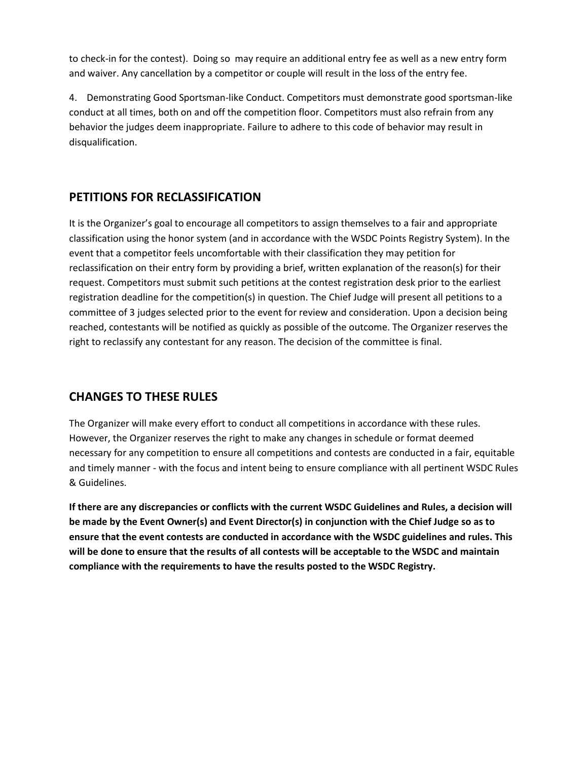to check-in for the contest). Doing so may require an additional entry fee as well as a new entry form and waiver. Any cancellation by a competitor or couple will result in the loss of the entry fee.

4. Demonstrating Good Sportsman-like Conduct. Competitors must demonstrate good sportsman-like conduct at all times, both on and off the competition floor. Competitors must also refrain from any behavior the judges deem inappropriate. Failure to adhere to this code of behavior may result in disqualification.

## PETITIONS FOR RECLASSIFICATION

It is the Organizer's goal to encourage all competitors to assign themselves to a fair and appropriate classification using the honor system (and in accordance with the WSDC Points Registry System). In the event that a competitor feels uncomfortable with their classification they may petition for reclassification on their entry form by providing a brief, written explanation of the reason(s) for their request. Competitors must submit such petitions at the contest registration desk prior to the earliest registration deadline for the competition(s) in question. The Chief Judge will present all petitions to a committee of 3 judges selected prior to the event for review and consideration. Upon a decision being reached, contestants will be notified as quickly as possible of the outcome. The Organizer reserves the right to reclassify any contestant for any reason. The decision of the committee is final.

## CHANGES TO THESE RULES

The Organizer will make every effort to conduct all competitions in accordance with these rules. However, the Organizer reserves the right to make any changes in schedule or format deemed necessary for any competition to ensure all competitions and contests are conducted in a fair, equitable and timely manner - with the focus and intent being to ensure compliance with all pertinent WSDC Rules & Guidelines.

**If there are any discrepancies or conflicts with the current WSDC Guidelines and Rules, a decision will be made by the Event Owner(s) and Event Director(s) in conjunction with the Chief Judge so as to ensure that the event contests are conducted in accordance with the WSDC guidelines and rules. This will be done to ensure that the results of all contests will be acceptable to the WSDC and maintain compliance with the requirements to have the results posted to the WSDC Registry.**